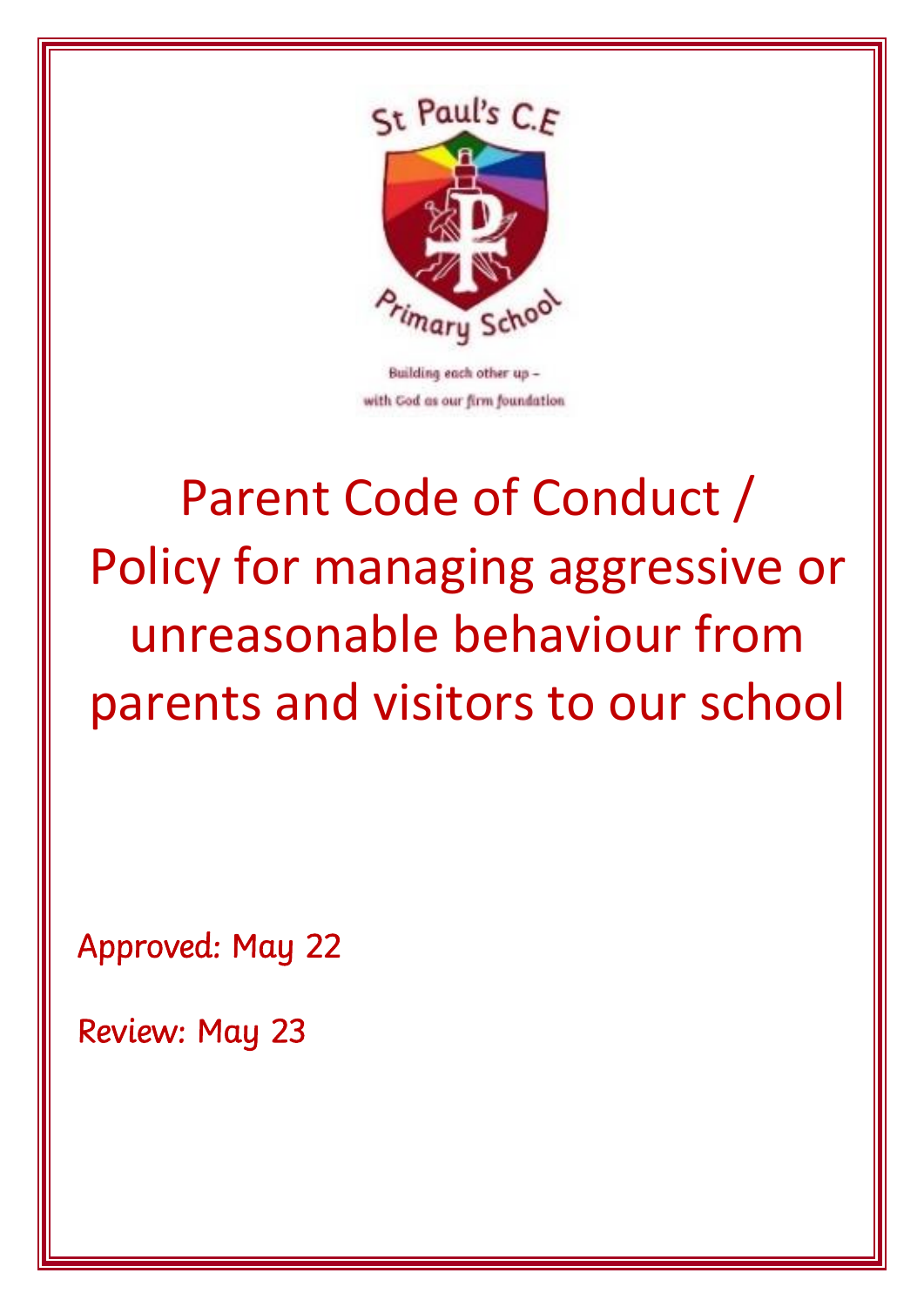St Paul's C.E Primary School

Building each other up – with God as our firm foundation

# Parent Code of Conduct / Policy for managing aggressive or unreasonable behaviour from parents and visitors to our school

Approved: May 22

Review: May 23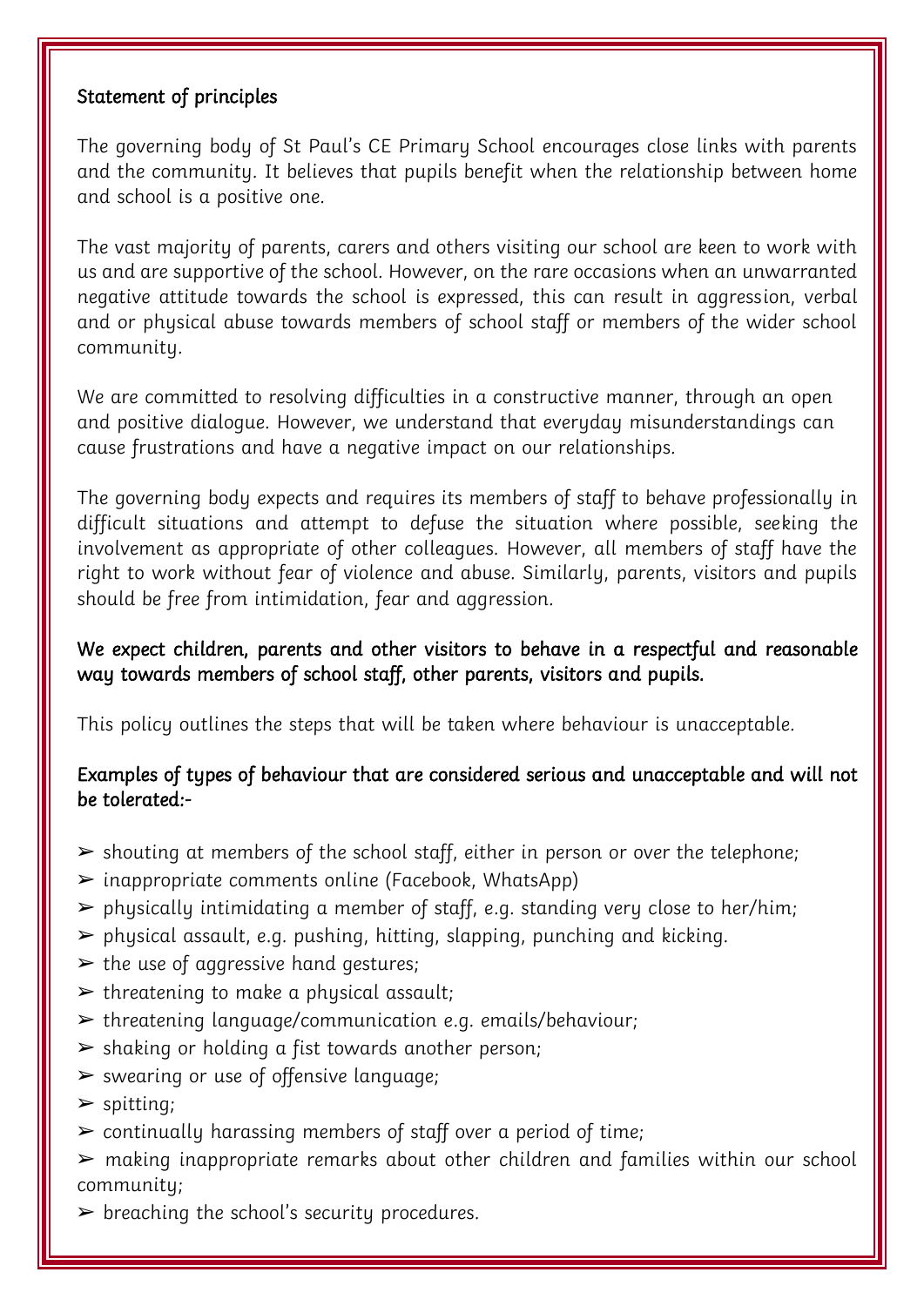## Statement of principles

The governing body of St Paul's CE Primary School encourages close links with parents and the community. It believes that pupils benefit when the relationship between home and school is a positive one.

The vast majority of parents, carers and others visiting our school are keen to work with us and are supportive of the school. However, on the rare occasions when an unwarranted negative attitude towards the school is expressed, this can result in aggression, verbal and or physical abuse towards members of school staff or members of the wider school community.

We are committed to resolving difficulties in a constructive manner, through an open and positive dialogue. However, we understand that everyday misunderstandings can cause frustrations and have a negative impact on our relationships.

The governing body expects and requires its members of staff to behave professionally in difficult situations and attempt to defuse the situation where possible, seeking the involvement as appropriate of other colleagues. However, all members of staff have the right to work without fear of violence and abuse. Similarly, parents, visitors and pupils should be free from intimidation, fear and aggression.

We expect children, parents and other visitors to behave in a respectful and reasonable way towards members of school staff, other parents, visitors and pupils.

This policy outlines the steps that will be taken where behaviour is unacceptable.

Examples of types of behaviour that are considered serious and unacceptable and will not be tolerated:-

- shouting at members of the school staff, either in person or over the telephone;
- inappropriate comments online (Facebook, WhatsApp)
- physically intimidating a member of staff, e.g. standing very close to her/him;
- physical assault, e.g. pushing, hitting, slapping, punching and kicking.
- the use of aggressive hand gestures;
- threatening to make a physical assault;
- threatening language/communication e.g. emails/behaviour;
- shaking or holding a fist towards another person;
- swearing or use of offensive language;
- spitting;
- continually harassing members of staff over a period of time;
- making inappropriate remarks about other children and families within our school community;
- breaching the school's security procedures.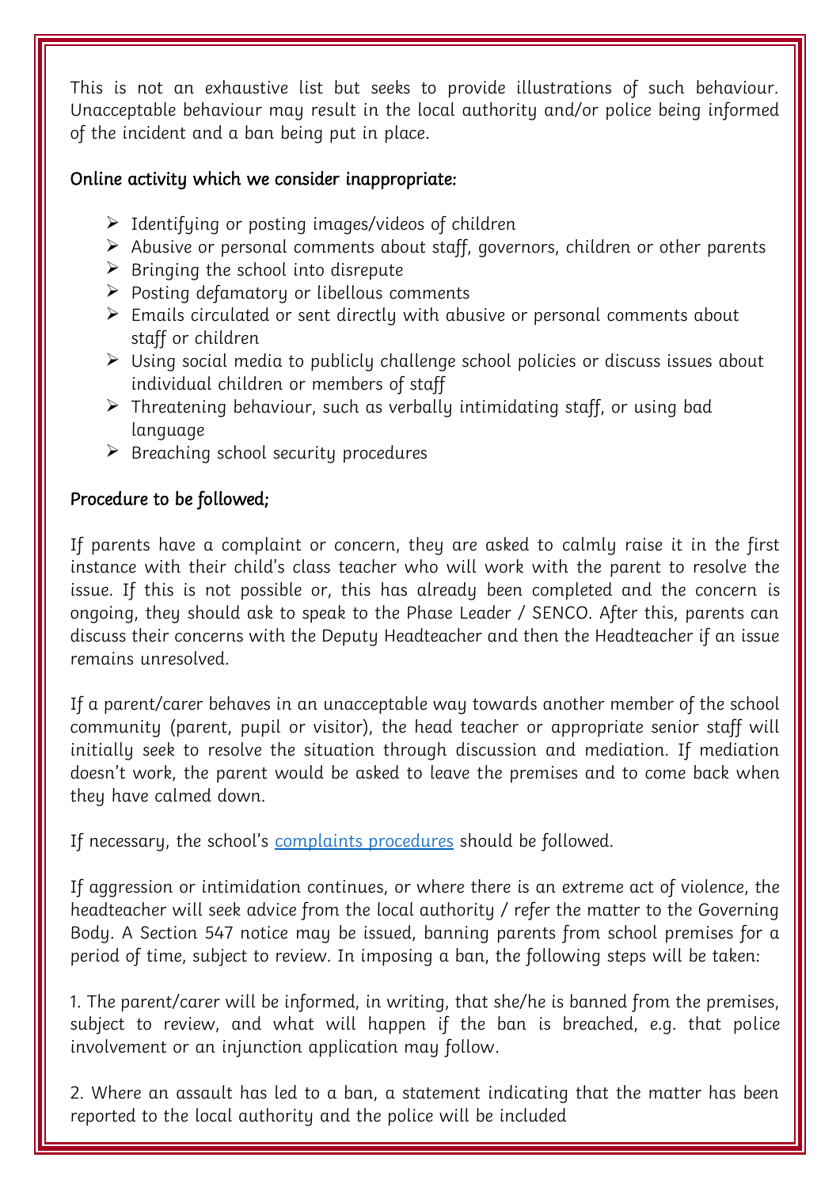This is not an exhaustive list but seeks to provide illustrations of such behaviour. Unacceptable behaviour may result in the local authority and/or police being informed of the incident and a ban being put in place.

Online activity which we consider inappropriate:

- Identifying or posting images/videos of children
- Abusive or personal comments about staff, governors, children or other parents
- Bringing the school into disrepute
- Posting defamatory or libellous comments
- Emails circulated or sent directly with abusive or personal comments about staff or children
- Using social media to publicly challenge school policies or discuss issues about individual children or members of staff
- Threatening behaviour, such as verbally intimidating staff, or using bad language
- Breaching school security procedures

Procedure to be followed;

If parents have a complaint or concern, they are asked to calmly raise it in the first instance with their child's class teacher who will work with the parent to resolve the issue. If this is not possible or, this has already been completed and the concern is ongoing, they should ask to speak to the Phase Leader / SENCO. After this, parents can discuss their concerns with the Deputy Headteacher and then the Headteacher if an issue remains unresolved.

If a parent/carer behaves in an unacceptable way towards another member of the school community (parent, pupil or visitor), the head teacher or appropriate senior staff will initially seek to resolve the situation through discussion and mediation. If mediation doesn't work, the parent would be asked to leave the premises and to come back when they have calmed down.

If necessary, the school's complaints procedures should be followed.

If aggression or intimidation continues, or where there is an extreme act of violence, the headteacher will seek advice from the local authority / refer the matter to the Governing Body. A Section 547 notice may be issued, banning parents from school premises for a period of time, subject to review. In imposing a ban, the following steps will be taken:

1. The parent/carer will be informed, in writing, that she/he is banned from the premises, subject to review, and what will happen if the ban is breached, e.g. that police involvement or an injunction application may follow.

2. Where an assault has led to a ban, a statement indicating that the matter has been reported to the local authority and the police will be included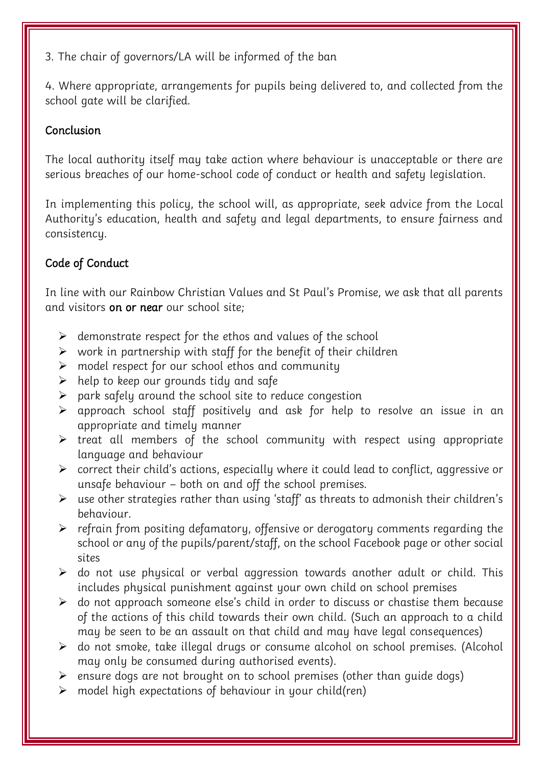3. The chair of governors/LA will be informed of the ban

4. Where appropriate, arrangements for pupils being delivered to, and collected from the school gate will be clarified.

## Conclusion

The local authority itself may take action where behaviour is unacceptable or there are serious breaches of our home-school code of conduct or health and safety legislation.

In implementing this policy, the school will, as appropriate, seek advice from the Local Authority's education, health and safety and legal departments, to ensure fairness and consistency.

## Code of Conduct

In line with our Rainbow Christian Values and St Paul's Promise, we ask that all parents and visitors **on or near** our school site;

- demonstrate respect for the ethos and values of the school
- work in partnership with staff for the benefit of their children
- model respect for our school ethos and community
- help to keep our grounds tidy and safe
- park safely around the school site to reduce congestion
- approach school staff positively and ask for help to resolve an issue in an appropriate and timely manner
- treat all members of the school community with respect using appropriate language and behaviour
- correct their child's actions, especially where it could lead to conflict, aggressive or unsafe behaviour – both on and off the school premises.
- use other strategies rather than using 'staff' as threats to admonish their children's behaviour.
- refrain from positing defamatory, offensive or derogatory comments regarding the school or any of the pupils/parent/staff, on the school Facebook page or other social sites
- do not use physical or verbal aggression towards another adult or child. This includes physical punishment against your own child on school premises
- do not approach someone else's child in order to discuss or chastise them because of the actions of this child towards their own child. (Such an approach to a child may be seen to be an assault on that child and may have legal consequences)
- do not smoke, take illegal drugs or consume alcohol on school premises. (Alcohol may only be consumed during authorised events).
- ensure dogs are not brought on to school premises (other than guide dogs)
- model high expectations of behaviour in your child(ren)